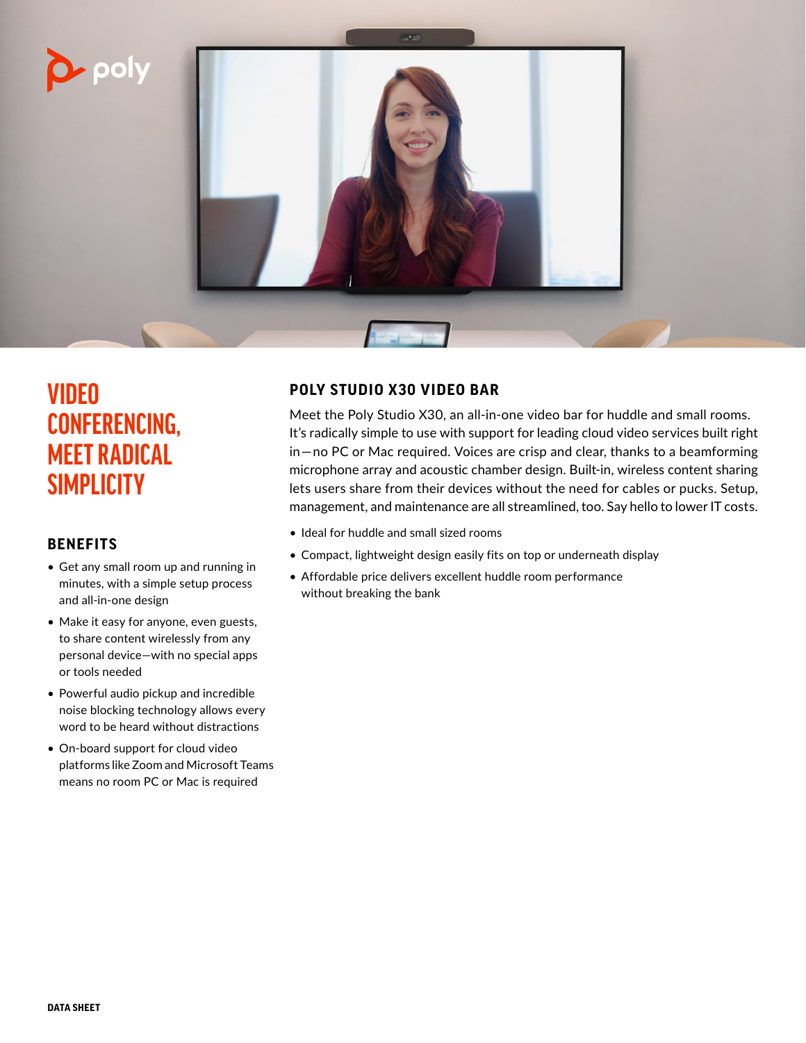# VIDEO CONFERENCING, MEET RADICAL SIMPLICITY

## BENEFITS

- Get any small room up and running in minutes, with a simple setup process and all-in-one design
- Make it easy for anyone, even guests, to share content wirelessly from any personal device—with no special apps or tools needed
- Powerful audio pickup and incredible noise blocking technology allows every word to be heard without distractions
- On-board support for cloud video platforms like Zoom and Microsoft Teams means no room PC or Mac is required

## POLY STUDIO X30 VIDEO BAR

Meet the Poly Studio X30, an all-in-one video bar for huddle and small rooms. It's radically simple to use with support for leading cloud video services built right in—no PC or Mac required. Voices are crisp and clear, thanks to a beamforming microphone array and acoustic chamber design. Built-in, wireless content sharing lets users share from their devices without the need for cables or pucks. Setup, management, and maintenance are all streamlined, too. Say hello to lower IT costs.

- Ideal for huddle and small sized rooms
- Compact, lightweight design easily fits on top or underneath display
- Affordable price delivers excellent huddle room performance without breaking the bank

**DATA SHEET**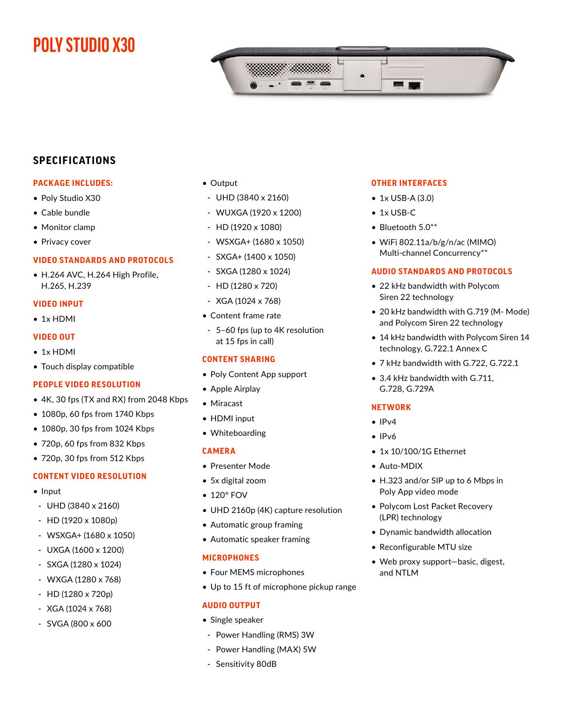# POLY STUDIO X30

## SPECIFICATIONS

### PACKAGE INCLUDES:

- Poly Studio X30
- Cable bundle
- Monitor clamp
- Privacy cover

### VIDEO STANDARDS AND PROTOCOLS

- H.264 AVC, H.264 High Profile, H.265, H.239

### VIDEO INPUT

- 1x HDMI

### VIDEO OUT

- 1x HDMI
- Touch display compatible

### PEOPLE VIDEO RESOLUTION

- 4K, 30 fps (TX and RX) from 2048 Kbps
- 1080p, 60 fps from 1740 Kbps
- 1080p, 30 fps from 1024 Kbps
- 720p, 60 fps from 832 Kbps
- 720p, 30 fps from 512 Kbps

### CONTENT VIDEO RESOLUTION

- Input
  - UHD (3840 x 2160)
  - HD (1920 x 1080p)
  - WSXGA+ (1680 x 1050)
  - UXGA (1600 x 1200)
  - SXGA (1280 x 1024)
  - WXGA (1280 x 768)
  - HD (1280 x 720p)
  - XGA (1024 x 768)
  - SVGA (800 x 600
- Output
  - UHD (3840 x 2160)
  - WUXGA (1920 x 1200)
  - HD (1920 x 1080)
  - WSXGA+ (1680 x 1050)
  - SXGA+ (1400 x 1050)
  - SXGA (1280 x 1024)
  - HD (1280 x 720)
  - XGA (1024 x 768)
- Content frame rate
  - 5–60 fps (up to 4K resolution at 15 fps in call)

### CONTENT SHARING

- Poly Content App support
- Apple Airplay
- Miracast
- HDMI input
- Whiteboarding

### CAMERA

- Presenter Mode
- 5x digital zoom
- 120° FOV
- UHD 2160p (4K) capture resolution
- Automatic group framing
- Automatic speaker framing

### MICROPHONES

- Four MEMS microphones
- Up to 15 ft of microphone pickup range

### AUDIO OUTPUT

- Single speaker
  - Power Handling (RMS) 3W
  - Power Handling (MAX) 5W
  - Sensitivity 80dB

### OTHER INTERFACES

- 1x USB-A (3.0)
- 1x USB-C
- Bluetooth 5.0**
- WiFi 802.11a/b/g/n/ac (MIMO) Multi-channel Concurrency**

### AUDIO STANDARDS AND PROTOCOLS

- 22 kHz bandwidth with Polycom Siren 22 technology
- 20 kHz bandwidth with G.719 (M- Mode) and Polycom Siren 22 technology
- 14 kHz bandwidth with Polycom Siren 14 technology, G.722.1 Annex C
- 7 kHz bandwidth with G.722, G.722.1
- 3.4 kHz bandwidth with G.711, G.728, G.729A

### NETWORK

- IPv4
- IPv6
- 1x 10/100/1G Ethernet
- Auto-MDIX
- H.323 and/or SIP up to 6 Mbps in Poly App video mode
- Polycom Lost Packet Recovery (LPR) technology
- Dynamic bandwidth allocation
- Reconfigurable MTU size
- Web proxy support—basic, digest, and NTLM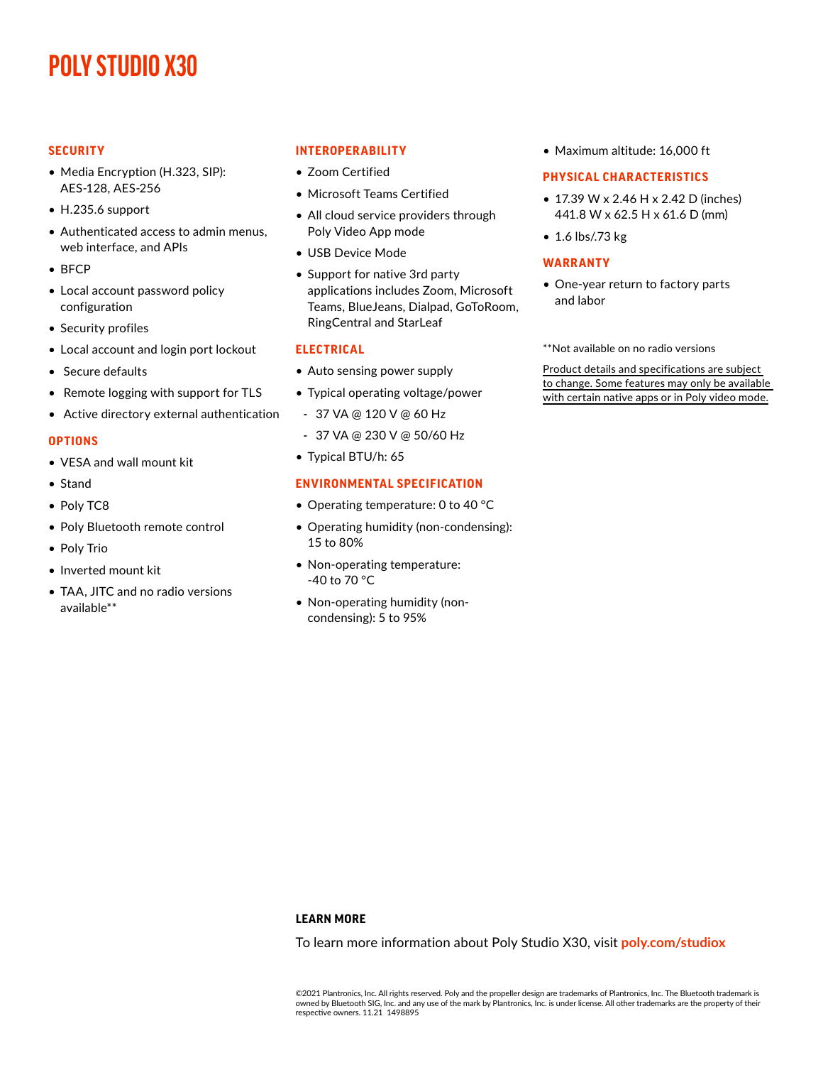# POLY STUDIO X30

## SECURITY

- Media Encryption (H.323, SIP): AES-128, AES-256
- H.235.6 support
- Authenticated access to admin menus, web interface, and APIs
- BFCP
- Local account password policy configuration
- Security profiles
- Local account and login port lockout
- Secure defaults
- Remote logging with support for TLS
- Active directory external authentication

## OPTIONS

- VESA and wall mount kit
- Stand
- Poly TC8
- Poly Bluetooth remote control
- Poly Trio
- Inverted mount kit
- TAA, JITC and no radio versions available**

## INTEROPERABILITY

- Zoom Certified
- Microsoft Teams Certified
- All cloud service providers through Poly Video App mode
- USB Device Mode
- Support for native 3rd party applications includes Zoom, Microsoft Teams, BlueJeans, Dialpad, GoToRoom, RingCentral and StarLeaf

## ELECTRICAL

- Auto sensing power supply
- Typical operating voltage/power
  - 37 VA @ 120 V @ 60 Hz
  - 37 VA @ 230 V @ 50/60 Hz
- Typical BTU/h: 65

## ENVIRONMENTAL SPECIFICATION

- Operating temperature: 0 to 40 °C
- Operating humidity (non-condensing): 15 to 80%
- Non-operating temperature: -40 to 70 °C
- Non-operating humidity (non-condensing): 5 to 95%
- Maximum altitude: 16,000 ft

## PHYSICAL CHARACTERISTICS

- 17.39 W x 2.46 H x 2.42 D (inches) 441.8 W x 62.5 H x 61.6 D (mm)
- 1.6 lbs/.73 kg

## WARRANTY

- One-year return to factory parts and labor

**Not available on no radio versions

Product details and specifications are subject to change. Some features may only be available with certain native apps or in Poly video mode.

**LEARN MORE**

To learn more information about Poly Studio X30, visit **poly.com/studiox**

©2021 Plantronics, Inc. All rights reserved. Poly and the propeller design are trademarks of Plantronics, Inc. The Bluetooth trademark is owned by Bluetooth SIG, Inc. and any use of the mark by Plantronics, Inc. is under license. All other trademarks are the property of their respective owners. 11.21 1498895